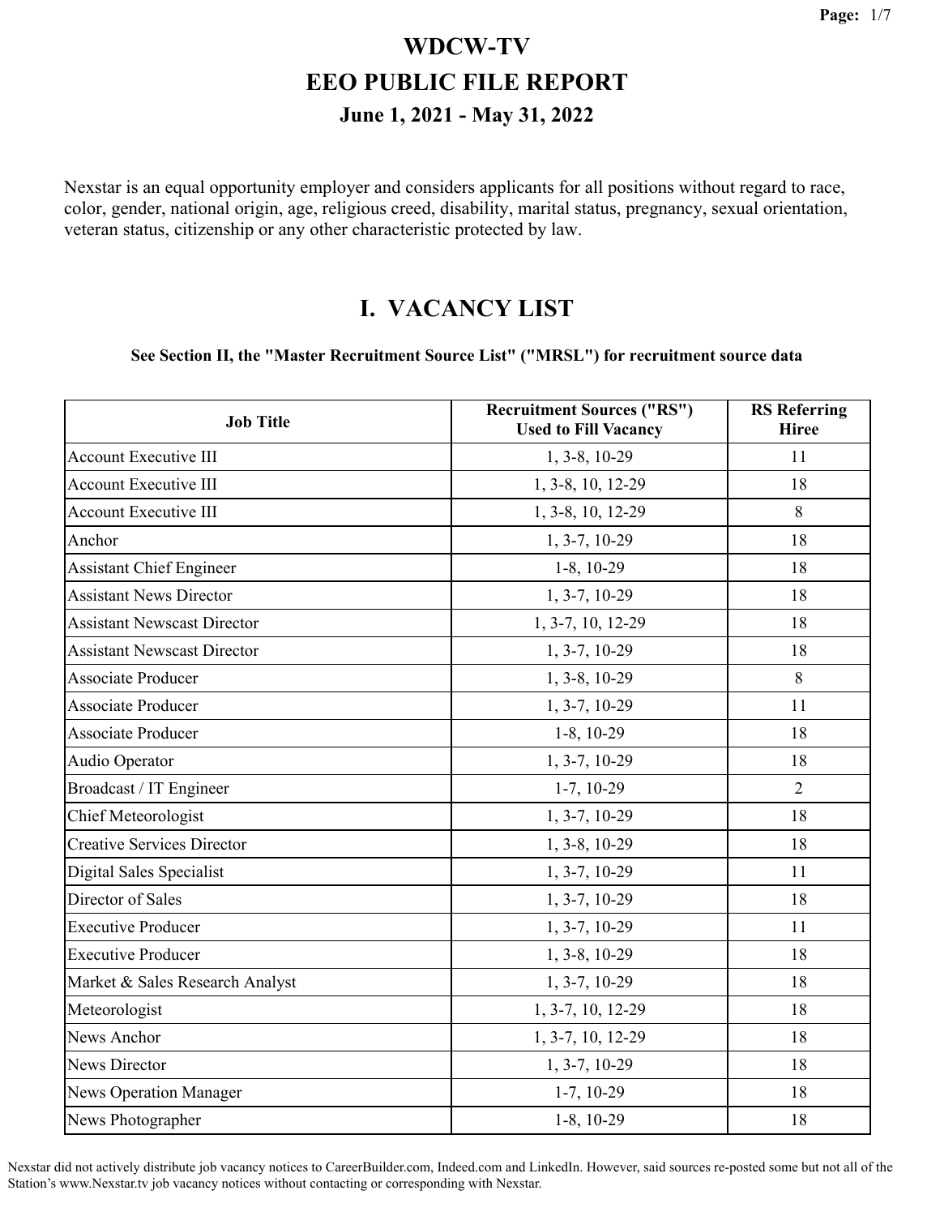# WDCW-TV

# EEO PUBLIC FILE REPORT

### June 1, 2021 - May 31, 2022

Nexstar is an equal opportunity employer and considers applicants for all positions without regard to race, color, gender, national origin, age, religious creed, disability, marital status, pregnancy, sexual orientation, veteran status, citizenship or any other characteristic protected by law.

## I. VACANCY LIST

**See Section II, the "Master Recruitment Source List" ("MRSL") for recruitment source data**

| Job Title | Recruitment Sources ("RS") Used to Fill Vacancy | RS Referring Hiree |
|---|---|---|
| Account Executive III | 1, 3-8, 10-29 | 11 |
| Account Executive III | 1, 3-8, 10, 12-29 | 18 |
| Account Executive III | 1, 3-8, 10, 12-29 | 8 |
| Anchor | 1, 3-7, 10-29 | 18 |
| Assistant Chief Engineer | 1-8, 10-29 | 18 |
| Assistant News Director | 1, 3-7, 10-29 | 18 |
| Assistant Newscast Director | 1, 3-7, 10, 12-29 | 18 |
| Assistant Newscast Director | 1, 3-7, 10-29 | 18 |
| Associate Producer | 1, 3-8, 10-29 | 8 |
| Associate Producer | 1, 3-7, 10-29 | 11 |
| Associate Producer | 1-8, 10-29 | 18 |
| Audio Operator | 1, 3-7, 10-29 | 18 |
| Broadcast / IT Engineer | 1-7, 10-29 | 2 |
| Chief Meteorologist | 1, 3-7, 10-29 | 18 |
| Creative Services Director | 1, 3-8, 10-29 | 18 |
| Digital Sales Specialist | 1, 3-7, 10-29 | 11 |
| Director of Sales | 1, 3-7, 10-29 | 18 |
| Executive Producer | 1, 3-7, 10-29 | 11 |
| Executive Producer | 1, 3-8, 10-29 | 18 |
| Market & Sales Research Analyst | 1, 3-7, 10-29 | 18 |
| Meteorologist | 1, 3-7, 10, 12-29 | 18 |
| News Anchor | 1, 3-7, 10, 12-29 | 18 |
| News Director | 1, 3-7, 10-29 | 18 |
| News Operation Manager | 1-7, 10-29 | 18 |
| News Photographer | 1-8, 10-29 | 18 |

Nexstar did not actively distribute job vacancy notices to CareerBuilder.com, Indeed.com and LinkedIn. However, said sources re-posted some but not all of the Station's www.Nexstar.tv job vacancy notices without contacting or corresponding with Nexstar.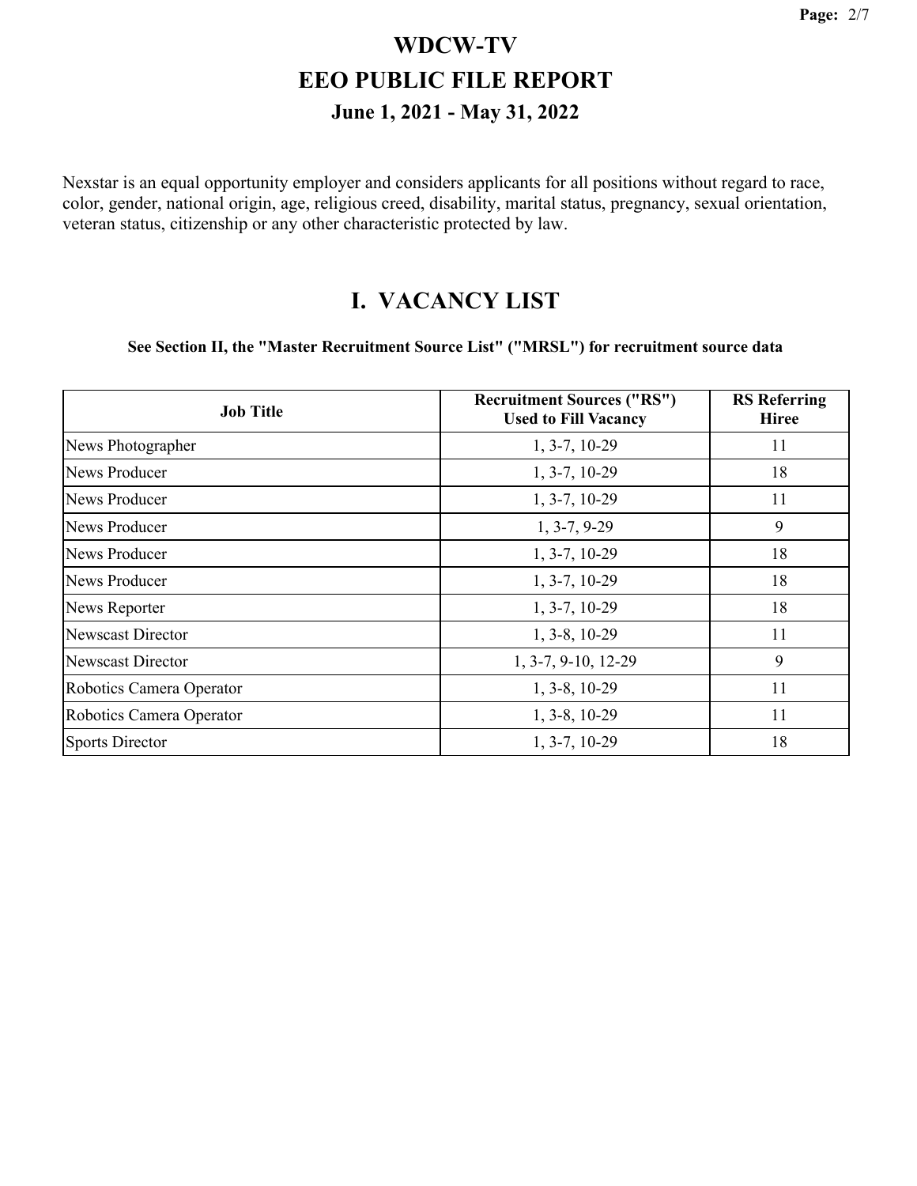# WDCW-TV
# EEO PUBLIC FILE REPORT
## June 1, 2021 - May 31, 2022

Nexstar is an equal opportunity employer and considers applicants for all positions without regard to race, color, gender, national origin, age, religious creed, disability, marital status, pregnancy, sexual orientation, veteran status, citizenship or any other characteristic protected by law.

# I. VACANCY LIST

**See Section II, the "Master Recruitment Source List" ("MRSL") for recruitment source data**

| Job Title | Recruitment Sources ("RS") Used to Fill Vacancy | RS Referring Hiree |
|---|---|---|
| News Photographer | 1, 3-7, 10-29 | 11 |
| News Producer | 1, 3-7, 10-29 | 18 |
| News Producer | 1, 3-7, 10-29 | 11 |
| News Producer | 1, 3-7, 9-29 | 9 |
| News Producer | 1, 3-7, 10-29 | 18 |
| News Producer | 1, 3-7, 10-29 | 18 |
| News Reporter | 1, 3-7, 10-29 | 18 |
| Newscast Director | 1, 3-8, 10-29 | 11 |
| Newscast Director | 1, 3-7, 9-10, 12-29 | 9 |
| Robotics Camera Operator | 1, 3-8, 10-29 | 11 |
| Robotics Camera Operator | 1, 3-8, 10-29 | 11 |
| Sports Director | 1, 3-7, 10-29 | 18 |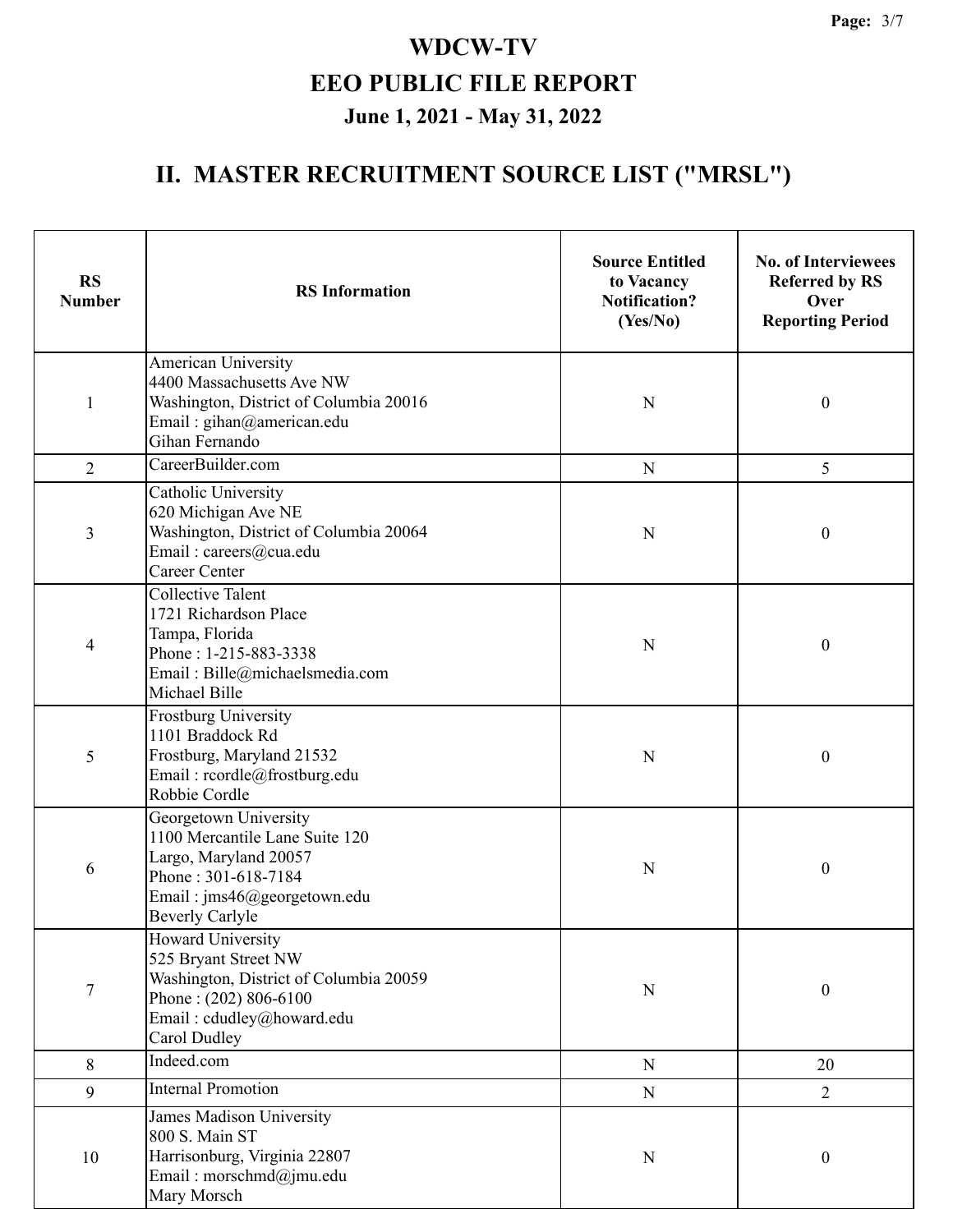# WDCW-TV

## EEO PUBLIC FILE REPORT

### June 1, 2021 - May 31, 2022

## II. MASTER RECRUITMENT SOURCE LIST ("MRSL")

| RS Number | RS Information | Source Entitled to Vacancy Notification? (Yes/No) | No. of Interviewees Referred by RS Over Reporting Period |
|---|---|---|---|
| 1 | American University<br>4400 Massachusetts Ave NW<br>Washington, District of Columbia 20016<br>Email : gihan@american.edu<br>Gihan Fernando | N | 0 |
| 2 | CareerBuilder.com | N | 5 |
| 3 | Catholic University<br>620 Michigan Ave NE<br>Washington, District of Columbia 20064<br>Email : careers@cua.edu<br>Career Center | N | 0 |
| 4 | Collective Talent<br>1721 Richardson Place<br>Tampa, Florida<br>Phone : 1-215-883-3338<br>Email : Bille@michaelsmedia.com<br>Michael Bille | N | 0 |
| 5 | Frostburg University<br>1101 Braddock Rd<br>Frostburg, Maryland 21532<br>Email : rcordle@frostburg.edu<br>Robbie Cordle | N | 0 |
| 6 | Georgetown University<br>1100 Mercantile Lane Suite 120<br>Largo, Maryland 20057<br>Phone : 301-618-7184<br>Email : jms46@georgetown.edu<br>Beverly Carlyle | N | 0 |
| 7 | Howard University<br>525 Bryant Street NW<br>Washington, District of Columbia 20059<br>Phone : (202) 806-6100<br>Email : cdudley@howard.edu<br>Carol Dudley | N | 0 |
| 8 | Indeed.com | N | 20 |
| 9 | Internal Promotion | N | 2 |
| 10 | James Madison University<br>800 S. Main ST<br>Harrisonburg, Virginia 22807<br>Email : morschmd@jmu.edu<br>Mary Morsch | N | 0 |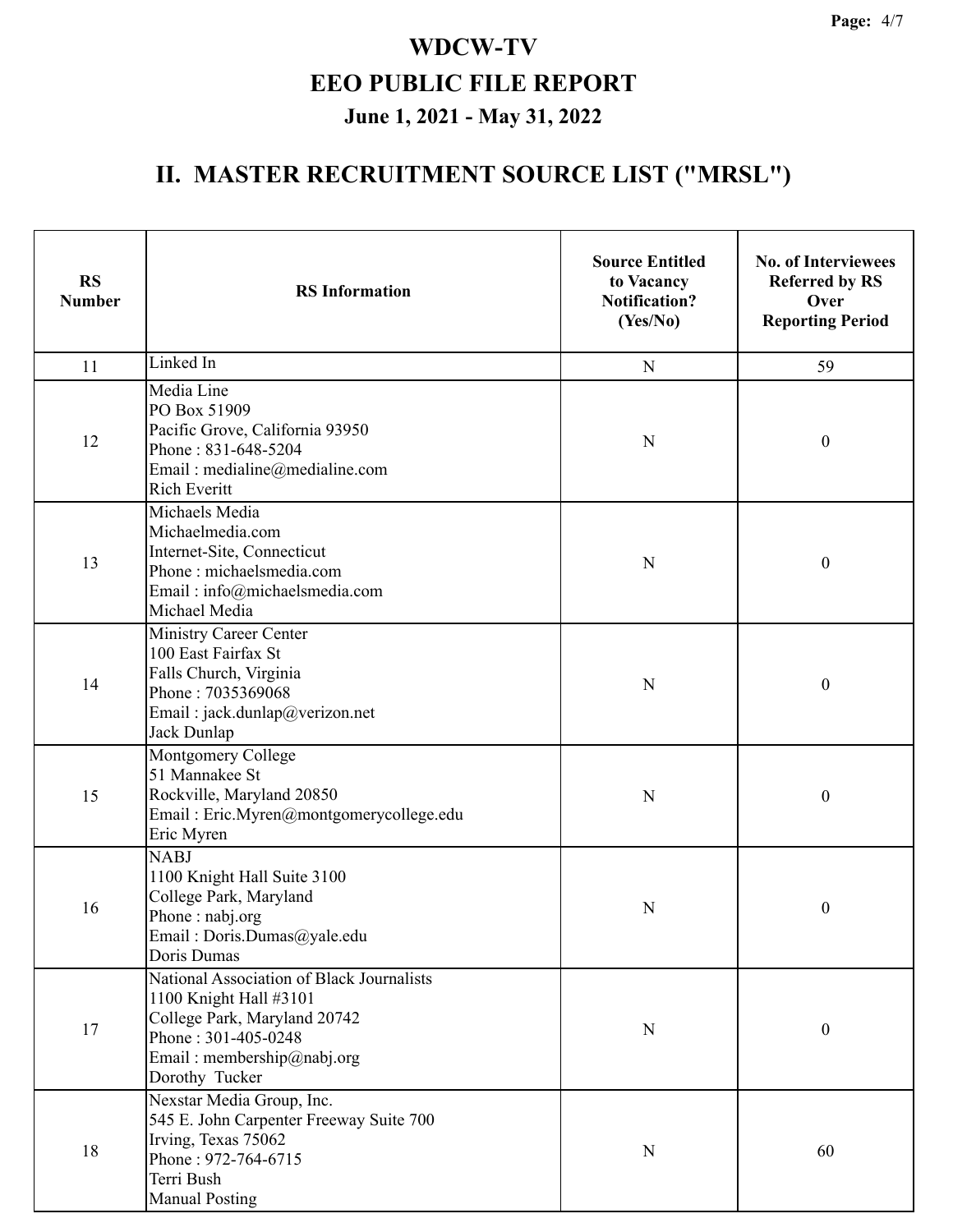# WDCW-TV

# EEO PUBLIC FILE REPORT

## June 1, 2021 - May 31, 2022

## II. MASTER RECRUITMENT SOURCE LIST ("MRSL")

| RS Number | RS Information | Source Entitled to Vacancy Notification? (Yes/No) | No. of Interviewees Referred by RS Over Reporting Period |
|---|---|---|---|
| 11 | Linked In | N | 59 |
| 12 | Media Line<br>PO Box 51909<br>Pacific Grove, California 93950<br>Phone : 831-648-5204<br>Email : medialine@medialine.com<br>Rich Everitt | N | 0 |
| 13 | Michaels Media<br>Michaelmedia.com<br>Internet-Site, Connecticut<br>Phone : michaelsmedia.com<br>Email : info@michaelsmedia.com<br>Michael Media | N | 0 |
| 14 | Ministry Career Center<br>100 East Fairfax St<br>Falls Church, Virginia<br>Phone : 7035369068<br>Email : jack.dunlap@verizon.net<br>Jack Dunlap | N | 0 |
| 15 | Montgomery College<br>51 Mannakee St<br>Rockville, Maryland 20850<br>Email : Eric.Myren@montgomerycollege.edu<br>Eric Myren | N | 0 |
| 16 | NABJ<br>1100 Knight Hall Suite 3100<br>College Park, Maryland<br>Phone : nabj.org<br>Email : Doris.Dumas@yale.edu<br>Doris Dumas | N | 0 |
| 17 | National Association of Black Journalists<br>1100 Knight Hall #3101<br>College Park, Maryland 20742<br>Phone : 301-405-0248<br>Email : membership@nabj.org<br>Dorothy Tucker | N | 0 |
| 18 | Nexstar Media Group, Inc.<br>545 E. John Carpenter Freeway Suite 700<br>Irving, Texas 75062<br>Phone : 972-764-6715<br>Terri Bush<br>Manual Posting | N | 60 |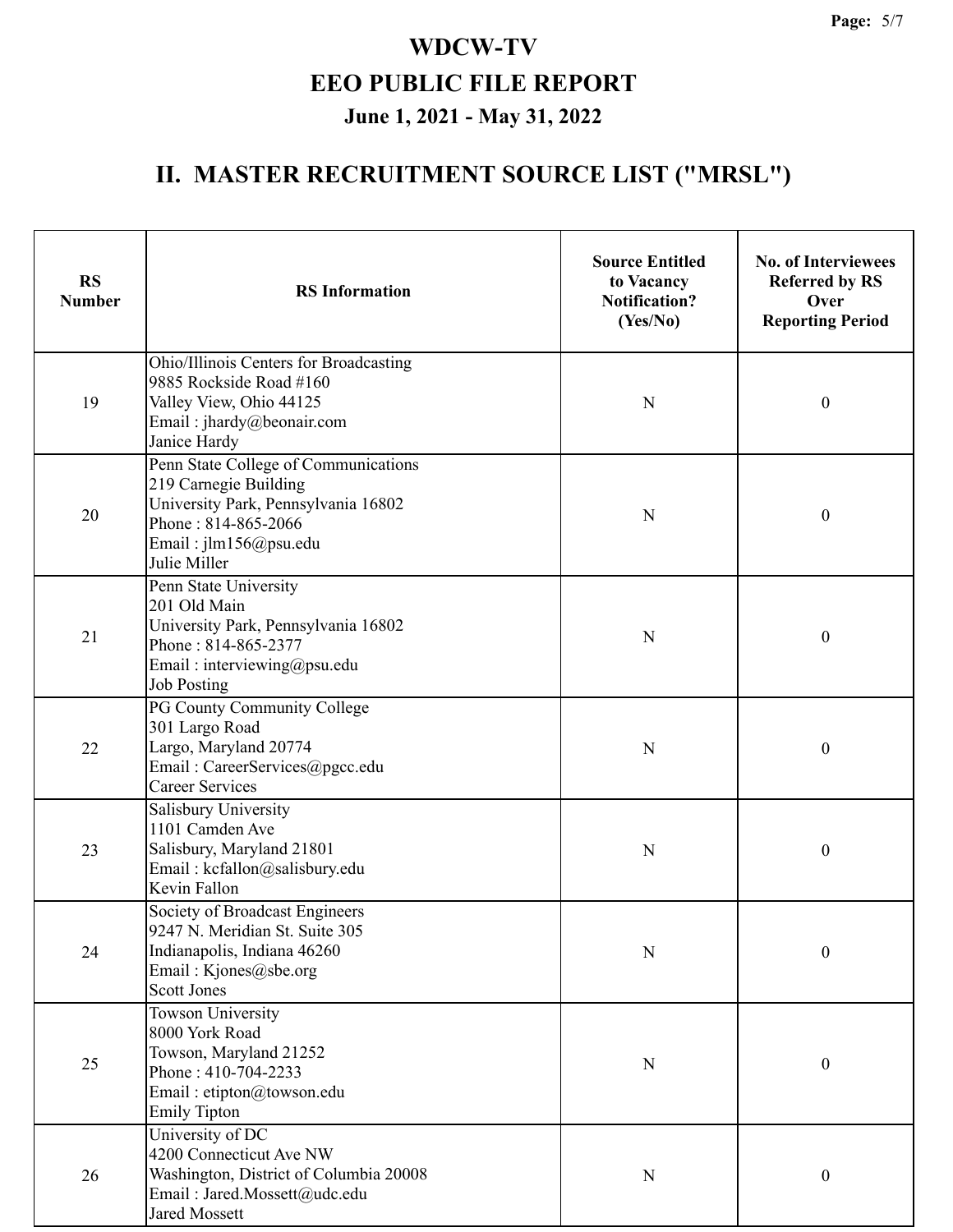# WDCW-TV

## EEO PUBLIC FILE REPORT

### June 1, 2021 - May 31, 2022

## II. MASTER RECRUITMENT SOURCE LIST ("MRSL")

| RS Number | RS Information | Source Entitled to Vacancy Notification? (Yes/No) | No. of Interviewees Referred by RS Over Reporting Period |
|---|---|---|---|
| 19 | Ohio/Illinois Centers for Broadcasting<br>9885 Rockside Road #160<br>Valley View, Ohio 44125<br>Email : jhardy@beonair.com<br>Janice Hardy | N | 0 |
| 20 | Penn State College of Communications<br>219 Carnegie Building<br>University Park, Pennsylvania 16802<br>Phone : 814-865-2066<br>Email : jlm156@psu.edu<br>Julie Miller | N | 0 |
| 21 | Penn State University<br>201 Old Main<br>University Park, Pennsylvania 16802<br>Phone : 814-865-2377<br>Email : interviewing@psu.edu<br>Job Posting | N | 0 |
| 22 | PG County Community College<br>301 Largo Road<br>Largo, Maryland 20774<br>Email : CareerServices@pgcc.edu<br>Career Services | N | 0 |
| 23 | Salisbury University<br>1101 Camden Ave<br>Salisbury, Maryland 21801<br>Email : kcfallon@salisbury.edu<br>Kevin Fallon | N | 0 |
| 24 | Society of Broadcast Engineers<br>9247 N. Meridian St. Suite 305<br>Indianapolis, Indiana 46260<br>Email : Kjones@sbe.org<br>Scott Jones | N | 0 |
| 25 | Towson University<br>8000 York Road<br>Towson, Maryland 21252<br>Phone : 410-704-2233<br>Email : etipton@towson.edu<br>Emily Tipton | N | 0 |
| 26 | University of DC<br>4200 Connecticut Ave NW<br>Washington, District of Columbia 20008<br>Email : Jared.Mossett@udc.edu<br>Jared Mossett | N | 0 |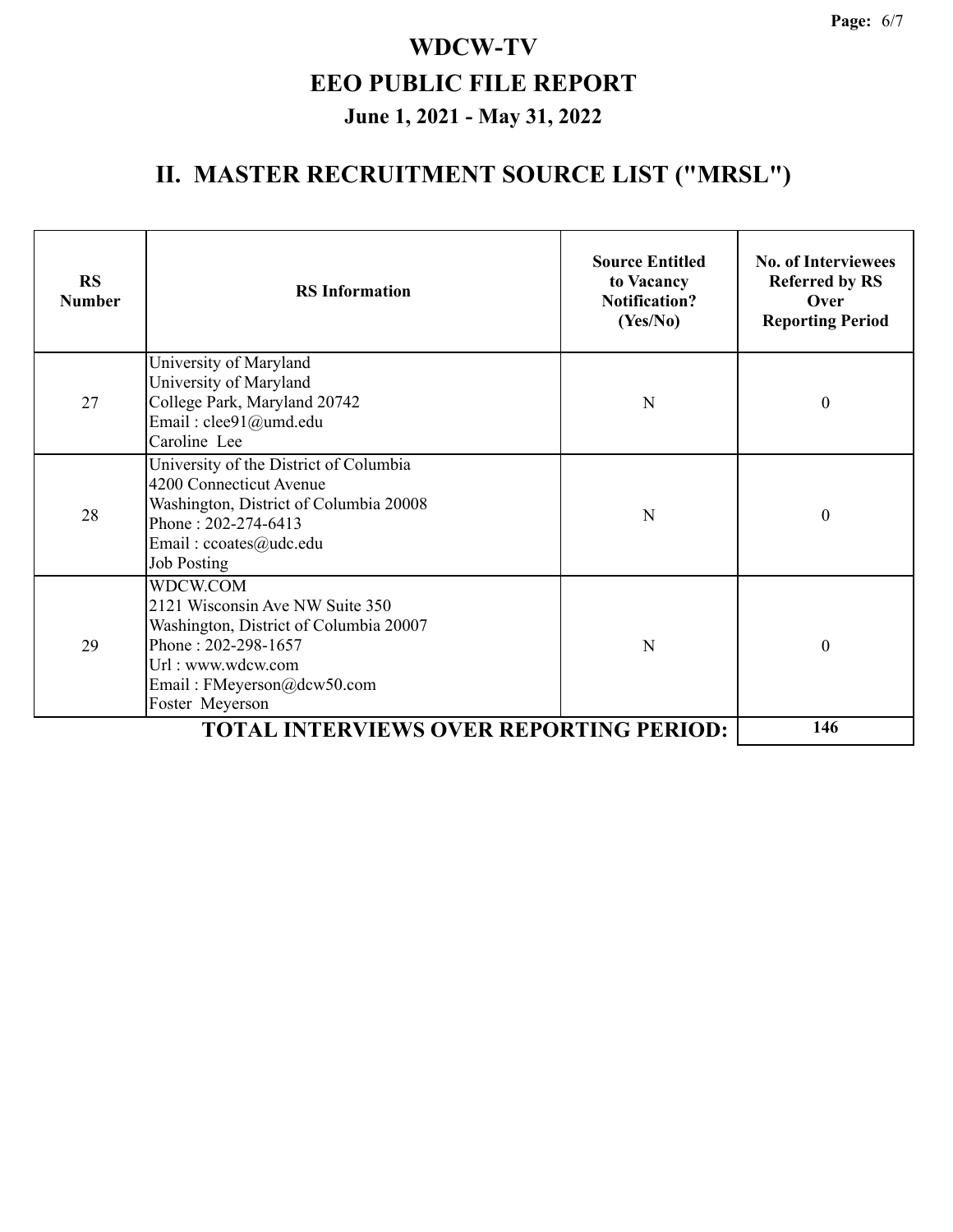# WDCW-TV

## EEO PUBLIC FILE REPORT

### June 1, 2021 - May 31, 2022

## II. MASTER RECRUITMENT SOURCE LIST ("MRSL")

| RS Number | RS Information | Source Entitled to Vacancy Notification? (Yes/No) | No. of Interviewees Referred by RS Over Reporting Period |
|---|---|---|---|
| 27 | University of Maryland<br>University of Maryland<br>College Park, Maryland 20742<br>Email : clee91@umd.edu<br>Caroline Lee | N | 0 |
| 28 | University of the District of Columbia<br>4200 Connecticut Avenue<br>Washington, District of Columbia 20008<br>Phone : 202-274-6413<br>Email : ccoates@udc.edu<br>Job Posting | N | 0 |
| 29 | WDCW.COM<br>2121 Wisconsin Ave NW Suite 350<br>Washington, District of Columbia 20007<br>Phone : 202-298-1657<br>Url : www.wdcw.com<br>Email : FMeyerson@dcw50.com<br>Foster Meyerson | N | 0 |
| | **TOTAL INTERVIEWS OVER REPORTING PERIOD:** | | **146** |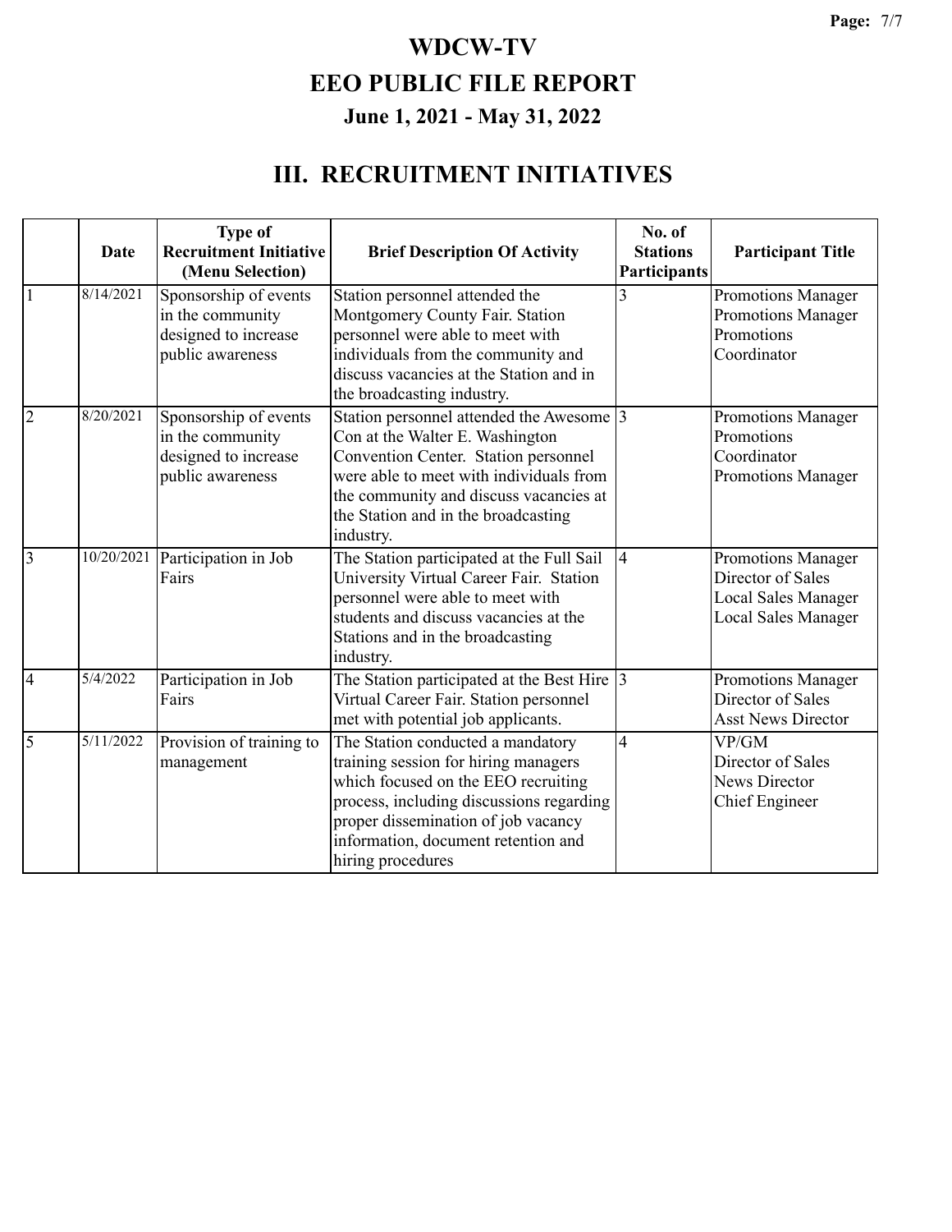# WDCW-TV

# EEO PUBLIC FILE REPORT

## June 1, 2021 - May 31, 2022

## III. RECRUITMENT INITIATIVES

| | Date | Type of Recruitment Initiative (Menu Selection) | Brief Description Of Activity | No. of Stations Participants | Participant Title |
|---|---|---|---|---|---|
| 1 | 8/14/2021 | Sponsorship of events in the community designed to increase public awareness | Station personnel attended the Montgomery County Fair. Station personnel were able to meet with individuals from the community and discuss vacancies at the Station and in the broadcasting industry. | 3 | Promotions Manager<br>Promotions Manager<br>Promotions Coordinator |
| 2 | 8/20/2021 | Sponsorship of events in the community designed to increase public awareness | Station personnel attended the Awesome Con at the Walter E. Washington Convention Center. Station personnel were able to meet with individuals from the community and discuss vacancies at the Station and in the broadcasting industry. | 3 | Promotions Manager<br>Promotions Coordinator<br>Promotions Manager |
| 3 | 10/20/2021 | Participation in Job Fairs | The Station participated at the Full Sail University Virtual Career Fair. Station personnel were able to meet with students and discuss vacancies at the Stations and in the broadcasting industry. | 4 | Promotions Manager<br>Director of Sales<br>Local Sales Manager<br>Local Sales Manager |
| 4 | 5/4/2022 | Participation in Job Fairs | The Station participated at the Best Hire Virtual Career Fair. Station personnel met with potential job applicants. | 3 | Promotions Manager<br>Director of Sales<br>Asst News Director |
| 5 | 5/11/2022 | Provision of training to management | The Station conducted a mandatory training session for hiring managers which focused on the EEO recruiting process, including discussions regarding proper dissemination of job vacancy information, document retention and hiring procedures | 4 | VP/GM<br>Director of Sales<br>News Director<br>Chief Engineer |